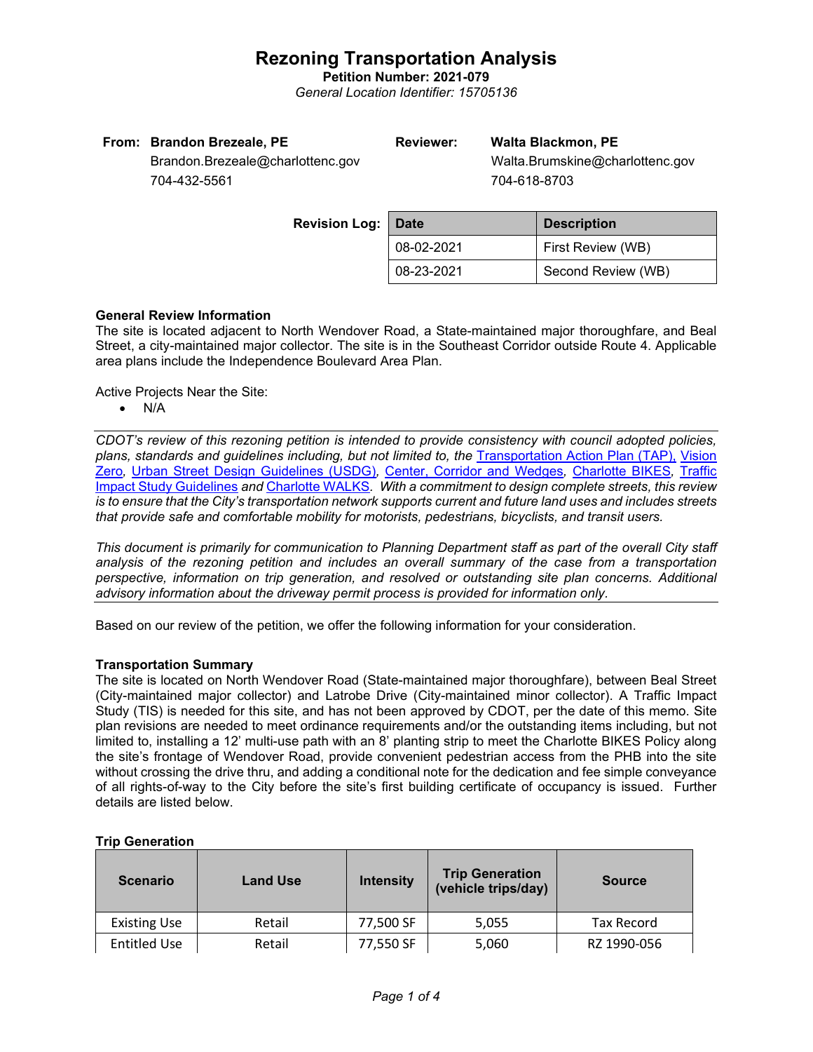# Rezoning Transportation Analysis

**Petition Number: 2021-079**

*General Location Identifier: 15705136*

**From: Brandon Brezeale, PE**
Brandon.Brezeale@charlottenc.gov
704-432-5561

**Reviewer: Walta Blackmon, PE**
Walta.Brumskine@charlottenc.gov
704-618-8703

**Revision Log:**

| Date | Description |
|---|---|
| 08-02-2021 | First Review (WB) |
| 08-23-2021 | Second Review (WB) |

**General Review Information**

The site is located adjacent to North Wendover Road, a State-maintained major thoroughfare, and Beal Street, a city-maintained major collector. The site is in the Southeast Corridor outside Route 4. Applicable area plans include the Independence Boulevard Area Plan.

Active Projects Near the Site:

- N/A

*CDOT's review of this rezoning petition is intended to provide consistency with council adopted policies, plans, standards and guidelines including, but not limited to, the Transportation Action Plan (TAP), Vision Zero, Urban Street Design Guidelines (USDG), Center, Corridor and Wedges, Charlotte BIKES, Traffic Impact Study Guidelines and Charlotte WALKS. With a commitment to design complete streets, this review is to ensure that the City's transportation network supports current and future land uses and includes streets that provide safe and comfortable mobility for motorists, pedestrians, bicyclists, and transit users.*

*This document is primarily for communication to Planning Department staff as part of the overall City staff analysis of the rezoning petition and includes an overall summary of the case from a transportation perspective, information on trip generation, and resolved or outstanding site plan concerns. Additional advisory information about the driveway permit process is provided for information only.*

Based on our review of the petition, we offer the following information for your consideration.

**Transportation Summary**

The site is located on North Wendover Road (State-maintained major thoroughfare), between Beal Street (City-maintained major collector) and Latrobe Drive (City-maintained minor collector). A Traffic Impact Study (TIS) is needed for this site, and has not been approved by CDOT, per the date of this memo. Site plan revisions are needed to meet ordinance requirements and/or the outstanding items including, but not limited to, installing a 12' multi-use path with an 8' planting strip to meet the Charlotte BIKES Policy along the site's frontage of Wendover Road, provide convenient pedestrian access from the PHB into the site without crossing the drive thru, and adding a conditional note for the dedication and fee simple conveyance of all rights-of-way to the City before the site's first building certificate of occupancy is issued. Further details are listed below.

**Trip Generation**

| Scenario | Land Use | Intensity | Trip Generation (vehicle trips/day) | Source |
|---|---|---|---|---|
| Existing Use | Retail | 77,500 SF | 5,055 | Tax Record |
| Entitled Use | Retail | 77,550 SF | 5,060 | RZ 1990-056 |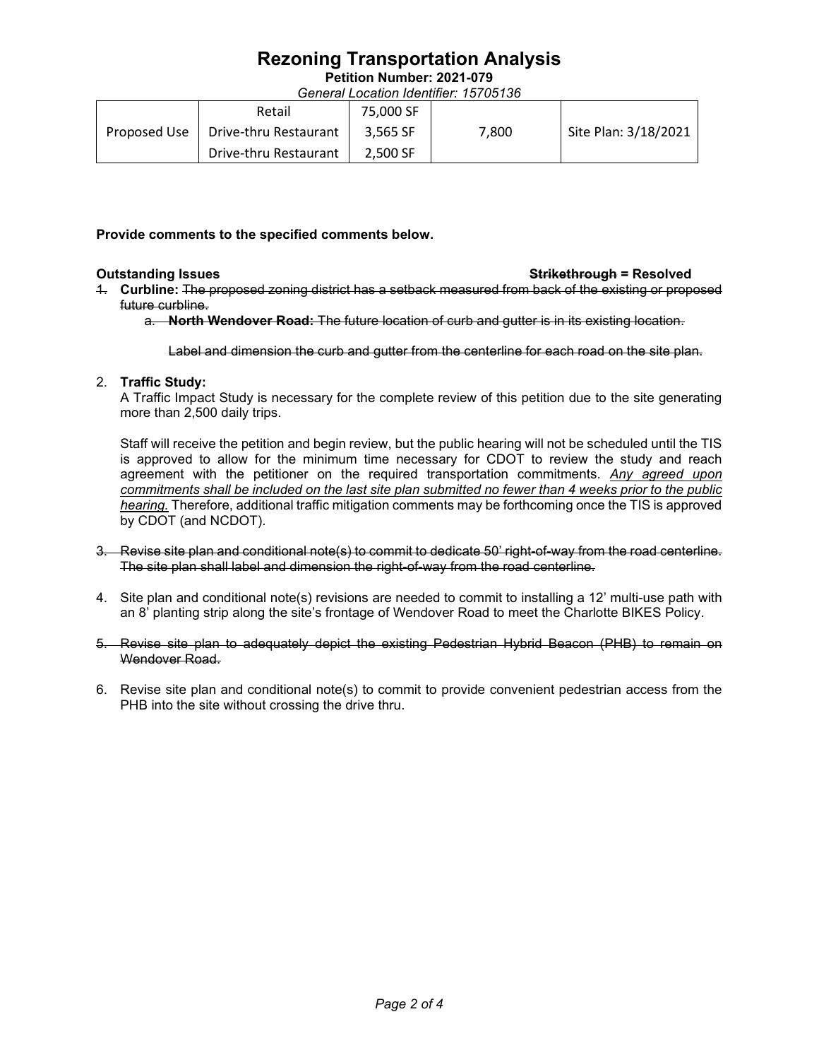# Rezoning Transportation Analysis

**Petition Number: 2021-079**

*General Location Identifier: 15705136*

| | | | | |
|---|---|---|---|---|
| Proposed Use | Retail | 75,000 SF | 7,800 | Site Plan: 3/18/2021 |
| | Drive-thru Restaurant | 3,565 SF | | |
| | Drive-thru Restaurant | 2,500 SF | | |

**Provide comments to the specified comments below.**

**Outstanding Issues** ~~**Strikethrough**~~ **= Resolved**

1. **Curbline:** ~~The proposed zoning district has a setback measured from back of the existing or proposed future curbline.~~
   a. ~~**North Wendover Road:** The future location of curb and gutter is in its existing location.~~

   ~~Label and dimension the curb and gutter from the centerline for each road on the site plan.~~

2. **Traffic Study:**
   A Traffic Impact Study is necessary for the complete review of this petition due to the site generating more than 2,500 daily trips.

   Staff will receive the petition and begin review, but the public hearing will not be scheduled until the TIS is approved to allow for the minimum time necessary for CDOT to review the study and reach agreement with the petitioner on the required transportation commitments. *Any agreed upon commitments shall be included on the last site plan submitted no fewer than 4 weeks prior to the public hearing.* Therefore, additional traffic mitigation comments may be forthcoming once the TIS is approved by CDOT (and NCDOT).

3. ~~Revise site plan and conditional note(s) to commit to dedicate 50' right-of-way from the road centerline. The site plan shall label and dimension the right-of-way from the road centerline.~~

4. Site plan and conditional note(s) revisions are needed to commit to installing a 12' multi-use path with an 8' planting strip along the site's frontage of Wendover Road to meet the Charlotte BIKES Policy.

5. ~~Revise site plan to adequately depict the existing Pedestrian Hybrid Beacon (PHB) to remain on Wendover Road.~~

6. Revise site plan and conditional note(s) to commit to provide convenient pedestrian access from the PHB into the site without crossing the drive thru.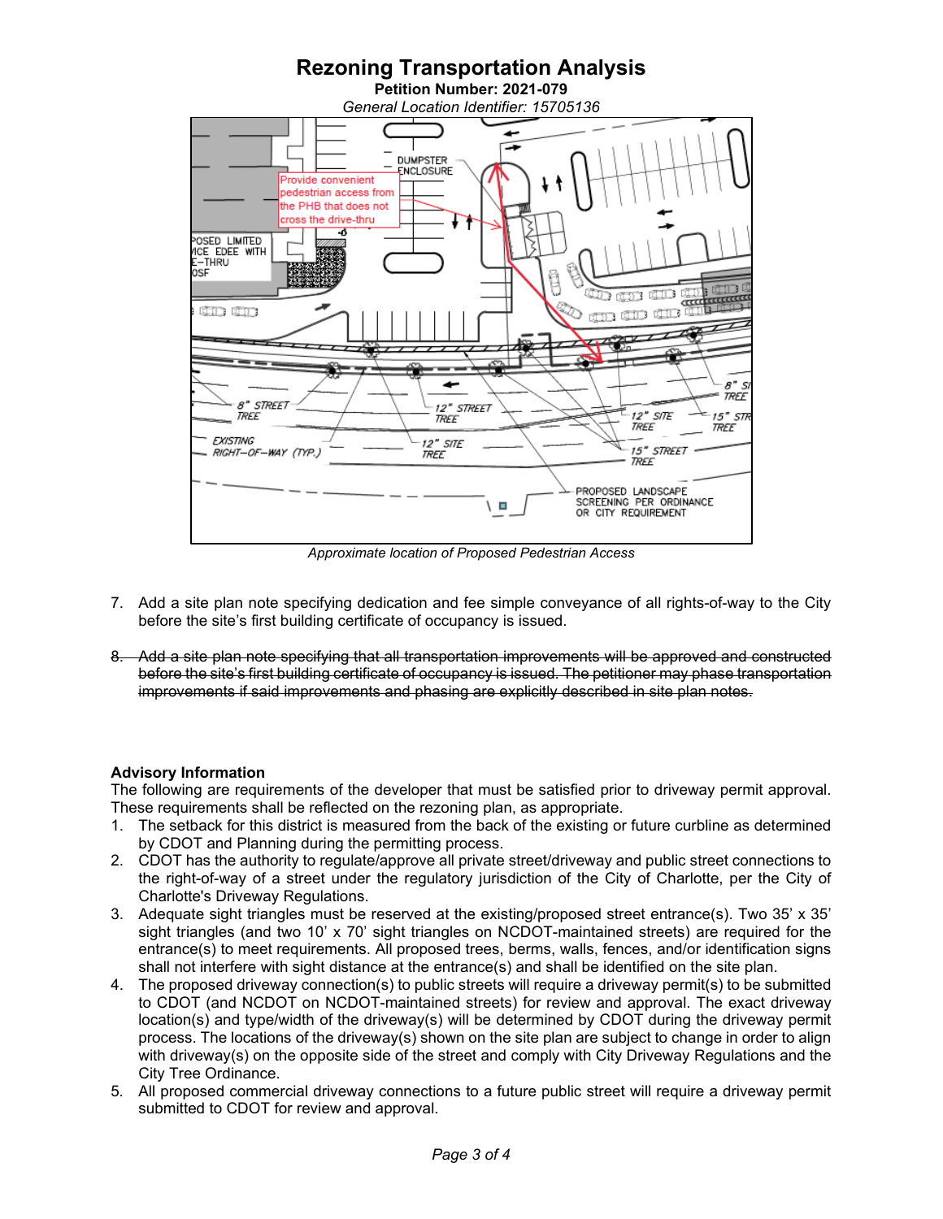# Rezoning Transportation Analysis

**Petition Number: 2021-079**

*General Location Identifier: 15705136*

*Approximate location of Proposed Pedestrian Access*

7. Add a site plan note specifying dedication and fee simple conveyance of all rights-of-way to the City before the site's first building certificate of occupancy is issued.

8. ~~Add a site plan note specifying that all transportation improvements will be approved and constructed before the site's first building certificate of occupancy is issued. The petitioner may phase transportation improvements if said improvements and phasing are explicitly described in site plan notes.~~

**Advisory Information**

The following are requirements of the developer that must be satisfied prior to driveway permit approval. These requirements shall be reflected on the rezoning plan, as appropriate.

1. The setback for this district is measured from the back of the existing or future curbline as determined by CDOT and Planning during the permitting process.
2. CDOT has the authority to regulate/approve all private street/driveway and public street connections to the right-of-way of a street under the regulatory jurisdiction of the City of Charlotte, per the City of Charlotte's Driveway Regulations.
3. Adequate sight triangles must be reserved at the existing/proposed street entrance(s). Two 35' x 35' sight triangles (and two 10' x 70' sight triangles on NCDOT-maintained streets) are required for the entrance(s) to meet requirements. All proposed trees, berms, walls, fences, and/or identification signs shall not interfere with sight distance at the entrance(s) and shall be identified on the site plan.
4. The proposed driveway connection(s) to public streets will require a driveway permit(s) to be submitted to CDOT (and NCDOT on NCDOT-maintained streets) for review and approval. The exact driveway location(s) and type/width of the driveway(s) will be determined by CDOT during the driveway permit process. The locations of the driveway(s) shown on the site plan are subject to change in order to align with driveway(s) on the opposite side of the street and comply with City Driveway Regulations and the City Tree Ordinance.
5. All proposed commercial driveway connections to a future public street will require a driveway permit submitted to CDOT for review and approval.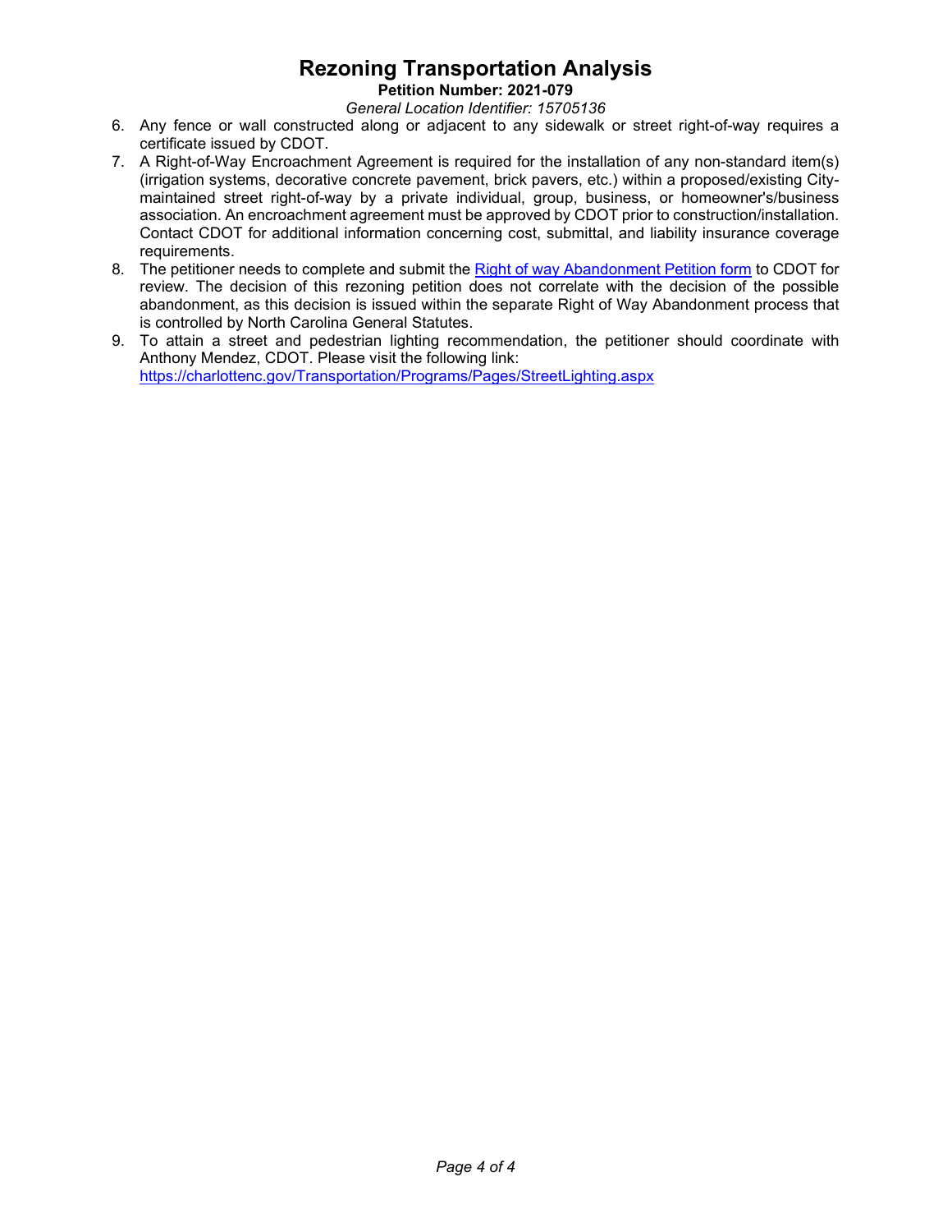6. Any fence or wall constructed along or adjacent to any sidewalk or street right-of-way requires a certificate issued by CDOT.
7. A Right-of-Way Encroachment Agreement is required for the installation of any non-standard item(s) (irrigation systems, decorative concrete pavement, brick pavers, etc.) within a proposed/existing City-maintained street right-of-way by a private individual, group, business, or homeowner's/business association. An encroachment agreement must be approved by CDOT prior to construction/installation. Contact CDOT for additional information concerning cost, submittal, and liability insurance coverage requirements.
8. The petitioner needs to complete and submit the Right of way Abandonment Petition form to CDOT for review. The decision of this rezoning petition does not correlate with the decision of the possible abandonment, as this decision is issued within the separate Right of Way Abandonment process that is controlled by North Carolina General Statutes.
9. To attain a street and pedestrian lighting recommendation, the petitioner should coordinate with Anthony Mendez, CDOT. Please visit the following link: https://charlottenc.gov/Transportation/Programs/Pages/StreetLighting.aspx